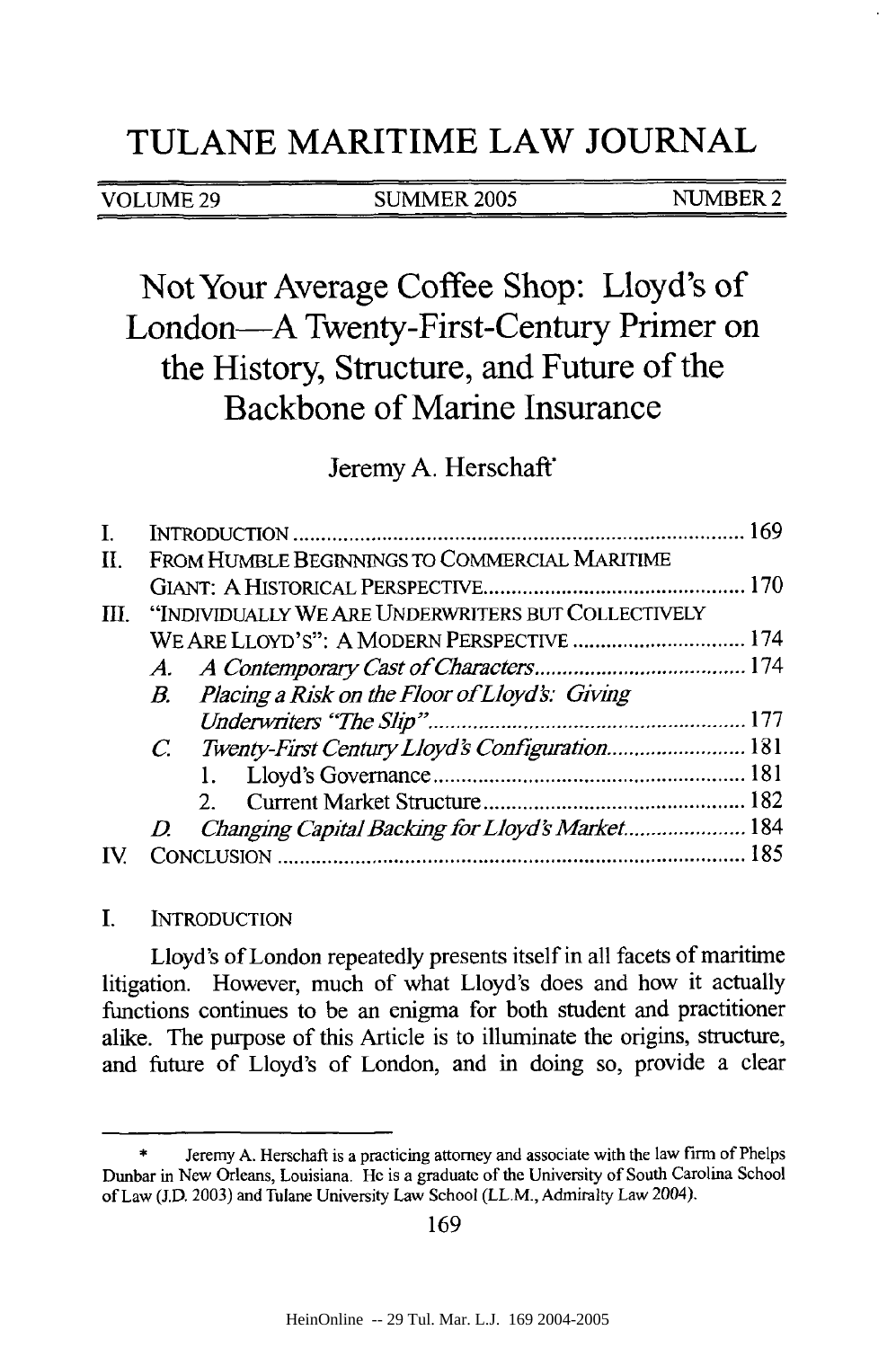# TULANE MARITIME LAW JOURNAL

VOLUME 29 SUMMER 2005 NUMBER 2

## Not Your Average Coffee Shop: Lloyd's of London—A Twenty-First-Century Primer on the History, Structure, and Future of the Backbone of Marine Insurance

Jeremy A. Herschaft*

I. INTRODUCTION .... 169
II. FROM HUMBLE BEGINNINGS TO COMMERCIAL MARITIME GIANT: A HISTORICAL PERSPECTIVE .... 170
III. "INDIVIDUALLY WE ARE UNDERWRITERS BUT COLLECTIVELY WE ARE LLOYD'S": A MODERN PERSPECTIVE .... 174
   A. *A Contemporary Cast of Characters* .... 174
   B. *Placing a Risk on the Floor of Lloyd's: Giving Underwriters "The Slip"* .... 177
   C. *Twenty-First Century Lloyd's Configuration* .... 181
      1. Lloyd's Governance .... 181
      2. Current Market Structure .... 182
   D. *Changing Capital Backing for Lloyd's Market* .... 184
IV. CONCLUSION .... 185

## I. INTRODUCTION

Lloyd's of London repeatedly presents itself in all facets of maritime litigation. However, much of what Lloyd's does and how it actually functions continues to be an enigma for both student and practitioner alike. The purpose of this Article is to illuminate the origins, structure, and future of Lloyd's of London, and in doing so, provide a clear

---

\* Jeremy A. Herschaft is a practicing attorney and associate with the law firm of Phelps Dunbar in New Orleans, Louisiana. He is a graduate of the University of South Carolina School of Law (J.D. 2003) and Tulane University Law School (LL.M., Admiralty Law 2004).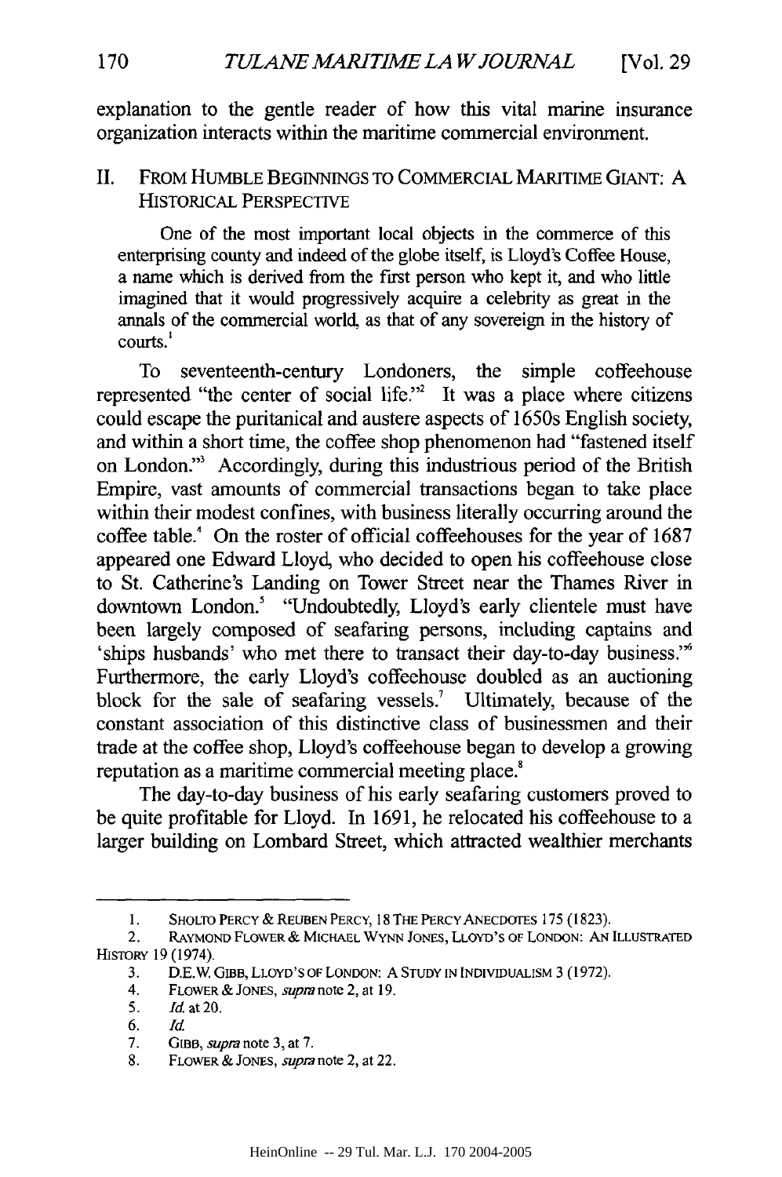explanation to the gentle reader of how this vital marine insurance organization interacts within the maritime commercial environment.

## II. From Humble Beginnings to Commercial Maritime Giant: A Historical Perspective

> One of the most important local objects in the commerce of this enterprising county and indeed of the globe itself, is Lloyd's Coffee House, a name which is derived from the first person who kept it, and who little imagined that it would progressively acquire a celebrity as great in the annals of the commercial world, as that of any sovereign in the history of courts.[1]

To seventeenth-century Londoners, the simple coffeehouse represented "the center of social life."[2] It was a place where citizens could escape the puritanical and austere aspects of 1650s English society, and within a short time, the coffee shop phenomenon had "fastened itself on London."[3] Accordingly, during this industrious period of the British Empire, vast amounts of commercial transactions began to take place within their modest confines, with business literally occurring around the coffee table.[4] On the roster of official coffeehouses for the year of 1687 appeared one Edward Lloyd, who decided to open his coffeehouse close to St. Catherine's Landing on Tower Street near the Thames River in downtown London.[5] "Undoubtedly, Lloyd's early clientele must have been largely composed of seafaring persons, including captains and 'ships husbands' who met there to transact their day-to-day business."[6] Furthermore, the early Lloyd's coffeehouse doubled as an auctioning block for the sale of seafaring vessels.[7] Ultimately, because of the constant association of this distinctive class of businessmen and their trade at the coffee shop, Lloyd's coffeehouse began to develop a growing reputation as a maritime commercial meeting place.[8]

The day-to-day business of his early seafaring customers proved to be quite profitable for Lloyd. In 1691, he relocated his coffeehouse to a larger building on Lombard Street, which attracted wealthier merchants

---

1. Sholto Percy & Reuben Percy, 18 The Percy Anecdotes 175 (1823).
2. Raymond Flower & Michael Wynn Jones, Lloyd's of London: An Illustrated History 19 (1974).
3. D.E.W. Gibb, Lloyd's of London: A Study in Individualism 3 (1972).
4. Flower & Jones, *supra* note 2, at 19.
5. *Id.* at 20.
6. *Id.*
7. Gibb, *supra* note 3, at 7.
8. Flower & Jones, *supra* note 2, at 22.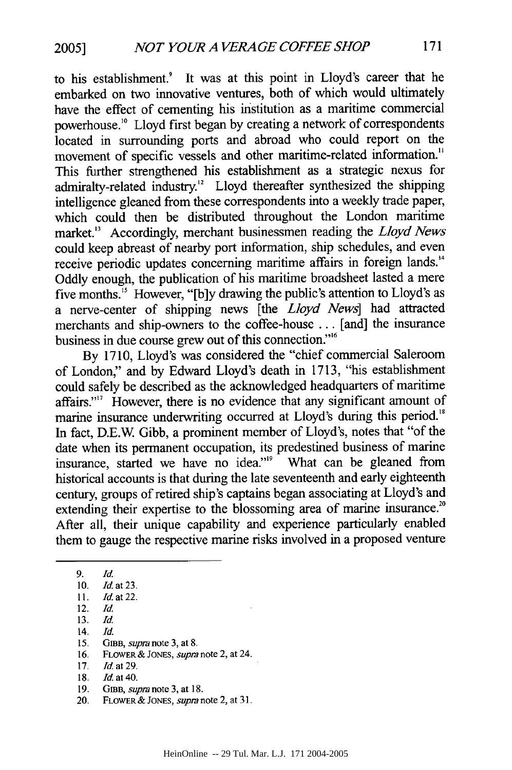to his establishment.[9] It was at this point in Lloyd's career that he embarked on two innovative ventures, both of which would ultimately have the effect of cementing his institution as a maritime commercial powerhouse.[10] Lloyd first began by creating a network of correspondents located in surrounding ports and abroad who could report on the movement of specific vessels and other maritime-related information.[11] This further strengthened his establishment as a strategic nexus for admiralty-related industry.[12] Lloyd thereafter synthesized the shipping intelligence gleaned from these correspondents into a weekly trade paper, which could then be distributed throughout the London maritime market.[13] Accordingly, merchant businessmen reading the *Lloyd News* could keep abreast of nearby port information, ship schedules, and even receive periodic updates concerning maritime affairs in foreign lands.[14] Oddly enough, the publication of his maritime broadsheet lasted a mere five months.[15] However, "[b]y drawing the public's attention to Lloyd's as a nerve-center of shipping news [the *Lloyd News*] had attracted merchants and ship-owners to the coffee-house . . . [and] the insurance business in due course grew out of this connection."[16]

By 1710, Lloyd's was considered the "chief commercial Saleroom of London," and by Edward Lloyd's death in 1713, "his establishment could safely be described as the acknowledged headquarters of maritime affairs."[17] However, there is no evidence that any significant amount of marine insurance underwriting occurred at Lloyd's during this period.[18] In fact, D.E.W. Gibb, a prominent member of Lloyd's, notes that "of the date when its permanent occupation, its predestined business of marine insurance, started we have no idea."[19] What can be gleaned from historical accounts is that during the late seventeenth and early eighteenth century, groups of retired ship's captains began associating at Lloyd's and extending their expertise to the blossoming area of marine insurance.[20] After all, their unique capability and experience particularly enabled them to gauge the respective marine risks involved in a proposed venture

---

9. *Id.*
10. *Id.* at 23.
11. *Id.* at 22.
12. *Id.*
13. *Id.*
14. *Id.*
15. GIBB, *supra* note 3, at 8.
16. FLOWER & JONES, *supra* note 2, at 24.
17. *Id.* at 29.
18. *Id.* at 40.
19. GIBB, *supra* note 3, at 18.
20. FLOWER & JONES, *supra* note 2, at 31.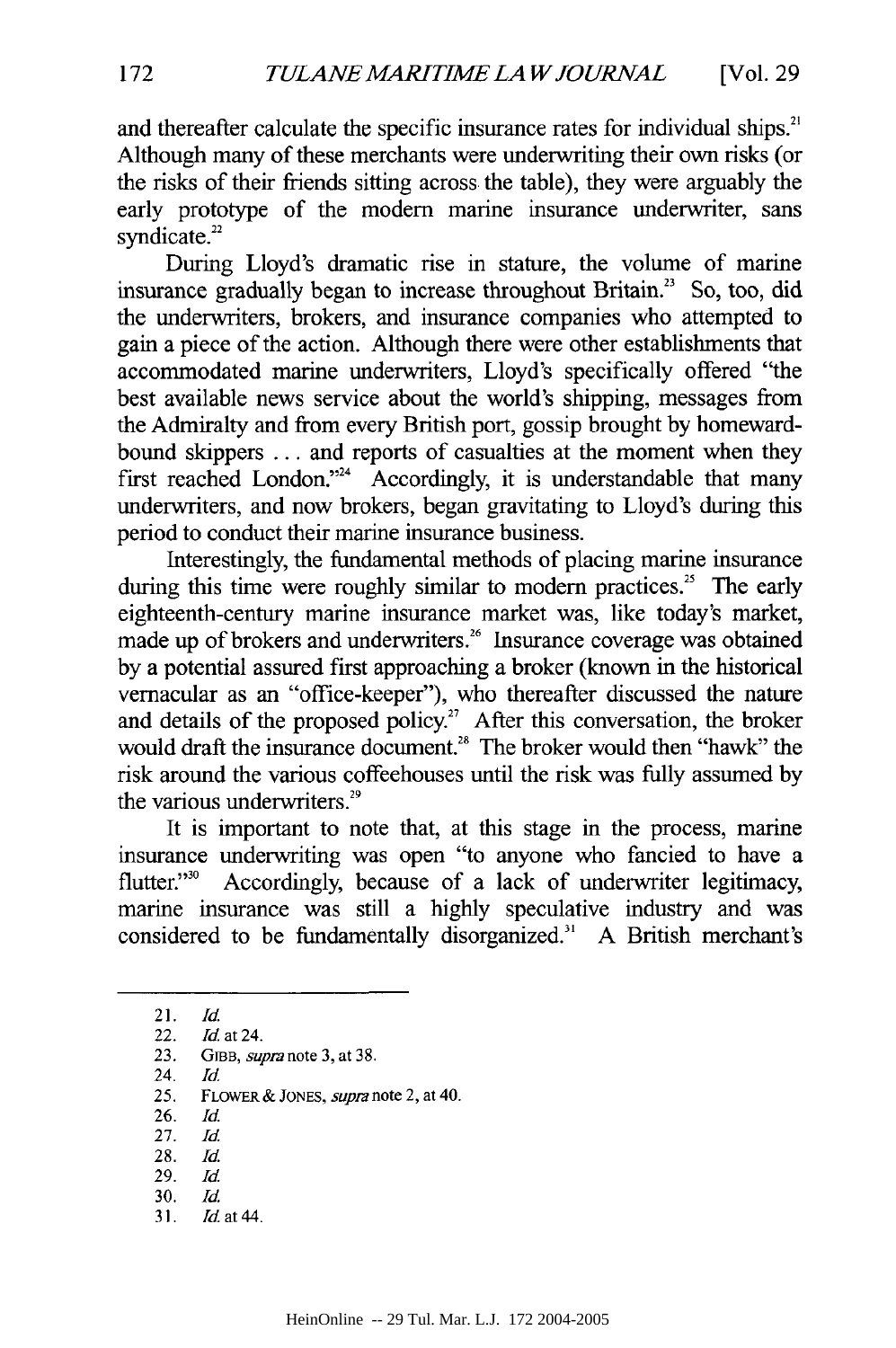and thereafter calculate the specific insurance rates for individual ships.[21] Although many of these merchants were underwriting their own risks (or the risks of their friends sitting across the table), they were arguably the early prototype of the modern marine insurance underwriter, sans syndicate.[22]

During Lloyd's dramatic rise in stature, the volume of marine insurance gradually began to increase throughout Britain.[23] So, too, did the underwriters, brokers, and insurance companies who attempted to gain a piece of the action. Although there were other establishments that accommodated marine underwriters, Lloyd's specifically offered "the best available news service about the world's shipping, messages from the Admiralty and from every British port, gossip brought by homeward-bound skippers . . . and reports of casualties at the moment when they first reached London."[24] Accordingly, it is understandable that many underwriters, and now brokers, began gravitating to Lloyd's during this period to conduct their marine insurance business.

Interestingly, the fundamental methods of placing marine insurance during this time were roughly similar to modern practices.[25] The early eighteenth-century marine insurance market was, like today's market, made up of brokers and underwriters.[26] Insurance coverage was obtained by a potential assured first approaching a broker (known in the historical vernacular as an "office-keeper"), who thereafter discussed the nature and details of the proposed policy.[27] After this conversation, the broker would draft the insurance document.[28] The broker would then "hawk" the risk around the various coffeehouses until the risk was fully assumed by the various underwriters.[29]

It is important to note that, at this stage in the process, marine insurance underwriting was open "to anyone who fancied to have a flutter."[30] Accordingly, because of a lack of underwriter legitimacy, marine insurance was still a highly speculative industry and was considered to be fundamentally disorganized.[31] A British merchant's

---

21. *Id.*
22. *Id.* at 24.
23. GIBB, *supra* note 3, at 38.
24. *Id.*
25. FLOWER & JONES, *supra* note 2, at 40.
26. *Id.*
27. *Id.*
28. *Id.*
29. *Id.*
30. *Id.*
31. *Id.* at 44.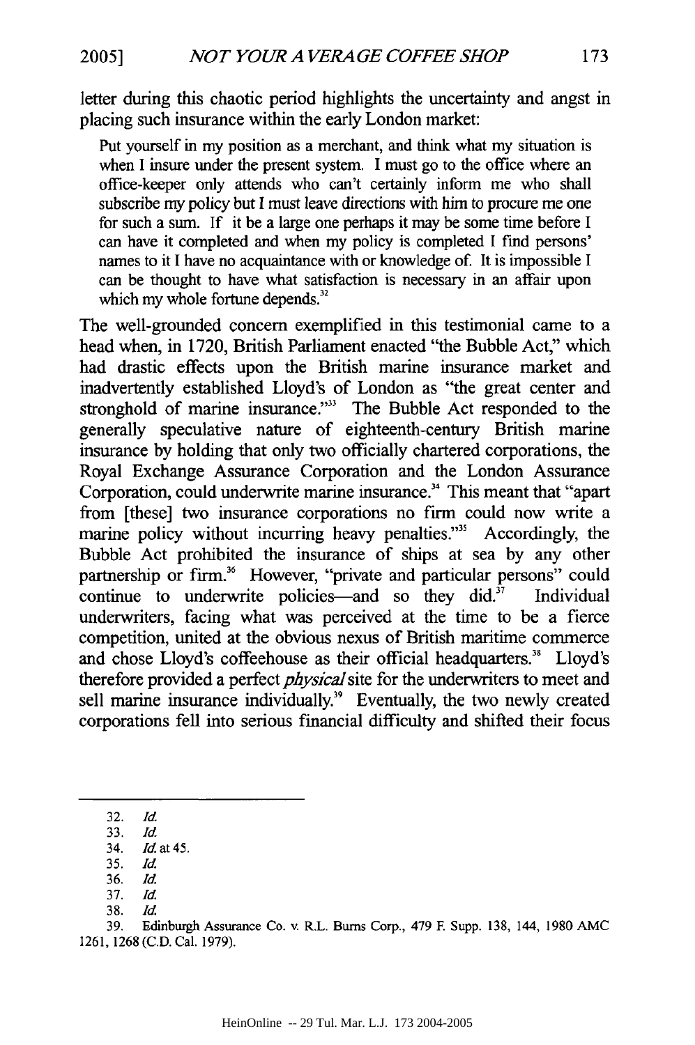letter during this chaotic period highlights the uncertainty and angst in placing such insurance within the early London market:

> Put yourself in my position as a merchant, and think what my situation is when I insure under the present system. I must go to the office where an office-keeper only attends who can't certainly inform me who shall subscribe my policy but I must leave directions with him to procure me one for such a sum. If it be a large one perhaps it may be some time before I can have it completed and when my policy is completed I find persons' names to it I have no acquaintance with or knowledge of. It is impossible I can be thought to have what satisfaction is necessary in an affair upon which my whole fortune depends.[32]

The well-grounded concern exemplified in this testimonial came to a head when, in 1720, British Parliament enacted "the Bubble Act," which had drastic effects upon the British marine insurance market and inadvertently established Lloyd's of London as "the great center and stronghold of marine insurance."[33] The Bubble Act responded to the generally speculative nature of eighteenth-century British marine insurance by holding that only two officially chartered corporations, the Royal Exchange Assurance Corporation and the London Assurance Corporation, could underwrite marine insurance.[34] This meant that "apart from [these] two insurance corporations no firm could now write a marine policy without incurring heavy penalties."[35] Accordingly, the Bubble Act prohibited the insurance of ships at sea by any other partnership or firm.[36] However, "private and particular persons" could continue to underwrite policies—and so they did.[37] Individual underwriters, facing what was perceived at the time to be a fierce competition, united at the obvious nexus of British maritime commerce and chose Lloyd's coffeehouse as their official headquarters.[38] Lloyd's therefore provided a perfect *physical* site for the underwriters to meet and sell marine insurance individually.[39] Eventually, the two newly created corporations fell into serious financial difficulty and shifted their focus

---

32. *Id.*
33. *Id.*
34. *Id.* at 45.
35. *Id.*
36. *Id.*
37. *Id.*
38. *Id.*
39. Edinburgh Assurance Co. v. R.L. Burns Corp., 479 F. Supp. 138, 144, 1980 AMC 1261, 1268 (C.D. Cal. 1979).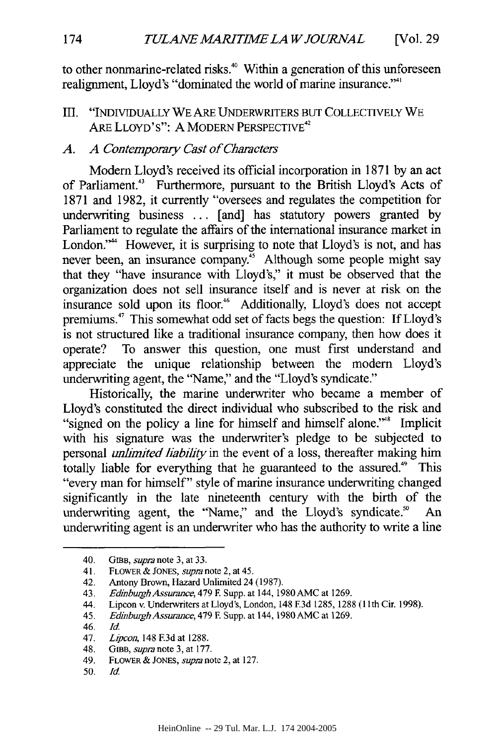to other nonmarine-related risks.[40] Within a generation of this unforeseen realignment, Lloyd's "dominated the world of marine insurance."[41]

## III. "INDIVIDUALLY WE ARE UNDERWRITERS BUT COLLECTIVELY WE ARE LLOYD'S": A MODERN PERSPECTIVE[42]

### A. *A Contemporary Cast of Characters*

Modern Lloyd's received its official incorporation in 1871 by an act of Parliament.[43] Furthermore, pursuant to the British Lloyd's Acts of 1871 and 1982, it currently "oversees and regulates the competition for underwriting business ... [and] has statutory powers granted by Parliament to regulate the affairs of the international insurance market in London."[44] However, it is surprising to note that Lloyd's is not, and has never been, an insurance company.[45] Although some people might say that they "have insurance with Lloyd's," it must be observed that the organization does not sell insurance itself and is never at risk on the insurance sold upon its floor.[46] Additionally, Lloyd's does not accept premiums.[47] This somewhat odd set of facts begs the question: If Lloyd's is not structured like a traditional insurance company, then how does it operate? To answer this question, one must first understand and appreciate the unique relationship between the modern Lloyd's underwriting agent, the "Name," and the "Lloyd's syndicate."

Historically, the marine underwriter who became a member of Lloyd's constituted the direct individual who subscribed to the risk and "signed on the policy a line for himself and himself alone."[48] Implicit with his signature was the underwriter's pledge to be subjected to personal *unlimited liability* in the event of a loss, thereafter making him totally liable for everything that he guaranteed to the assured.[49] This "every man for himself" style of marine insurance underwriting changed significantly in the late nineteenth century with the birth of the underwriting agent, the "Name," and the Lloyd's syndicate.[50] An underwriting agent is an underwriter who has the authority to write a line

---

40. GIBB, *supra* note 3, at 33.
41. FLOWER & JONES, *supra* note 2, at 45.
42. Antony Brown, Hazard Unlimited 24 (1987).
43. *Edinburgh Assurance*, 479 F. Supp. at 144, 1980 AMC at 1269.
44. Lipcon v. Underwriters at Lloyd's, London, 148 F.3d 1285, 1288 (11th Cir. 1998).
45. *Edinburgh Assurance*, 479 F. Supp. at 144, 1980 AMC at 1269.
46. *Id.*
47. *Lipcon*, 148 F.3d at 1288.
48. GIBB, *supra* note 3, at 177.
49. FLOWER & JONES, *supra* note 2, at 127.
50. *Id.*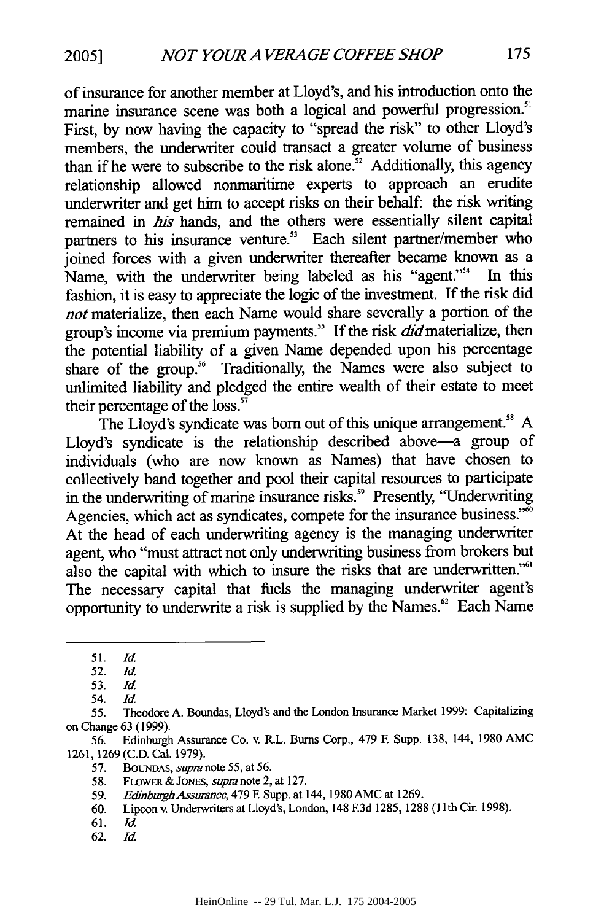of insurance for another member at Lloyd's, and his introduction onto the marine insurance scene was both a logical and powerful progression.[51] First, by now having the capacity to "spread the risk" to other Lloyd's members, the underwriter could transact a greater volume of business than if he were to subscribe to the risk alone.[52] Additionally, this agency relationship allowed nonmaritime experts to approach an erudite underwriter and get him to accept risks on their behalf: the risk writing remained in *his* hands, and the others were essentially silent capital partners to his insurance venture.[53] Each silent partner/member who joined forces with a given underwriter thereafter became known as a Name, with the underwriter being labeled as his "agent."[54] In this fashion, it is easy to appreciate the logic of the investment. If the risk did *not* materialize, then each Name would share severally a portion of the group's income via premium payments.[55] If the risk *did* materialize, then the potential liability of a given Name depended upon his percentage share of the group.[56] Traditionally, the Names were also subject to unlimited liability and pledged the entire wealth of their estate to meet their percentage of the loss.[57]

The Lloyd's syndicate was born out of this unique arrangement.[58] A Lloyd's syndicate is the relationship described above—a group of individuals (who are now known as Names) that have chosen to collectively band together and pool their capital resources to participate in the underwriting of marine insurance risks.[59] Presently, "Underwriting Agencies, which act as syndicates, compete for the insurance business."[60] At the head of each underwriting agency is the managing underwriter agent, who "must attract not only underwriting business from brokers but also the capital with which to insure the risks that are underwritten."[61] The necessary capital that fuels the managing underwriter agent's opportunity to underwrite a risk is supplied by the Names.[62] Each Name

---

51. *Id.*

52. *Id.*

53. *Id.*

54. *Id.*

55. Theodore A. Boundas, Lloyd's and the London Insurance Market 1999: Capitalizing on Change 63 (1999).

56. Edinburgh Assurance Co. v. R.L. Burns Corp., 479 F. Supp. 138, 144, 1980 AMC 1261, 1269 (C.D. Cal. 1979).

57. BOUNDAS, *supra* note 55, at 56.

58. FLOWER & JONES, *supra* note 2, at 127.

59. *Edinburgh Assurance*, 479 F. Supp. at 144, 1980 AMC at 1269.

60. Lipcon v. Underwriters at Lloyd's, London, 148 F.3d 1285, 1288 (11th Cir. 1998).

61. *Id.*

62. *Id.*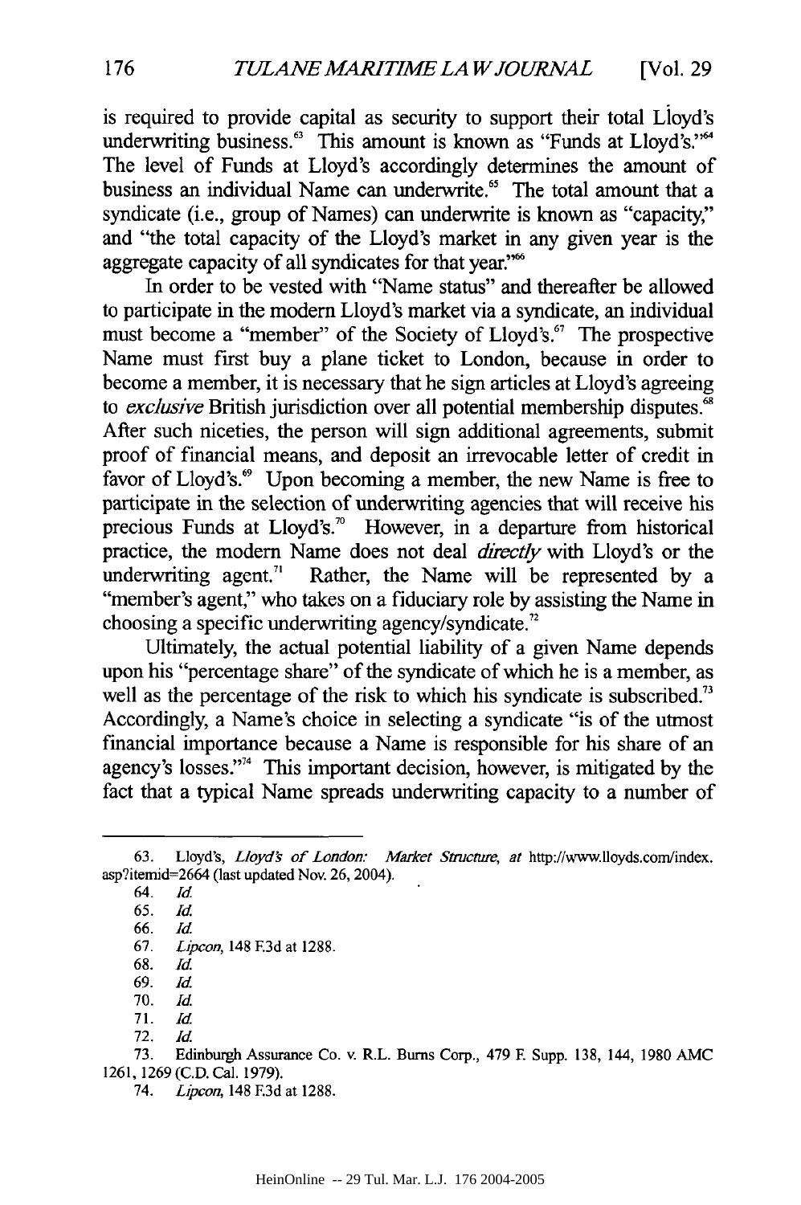is required to provide capital as security to support their total Lloyd's underwriting business.[63] This amount is known as "Funds at Lloyd's."[64] The level of Funds at Lloyd's accordingly determines the amount of business an individual Name can underwrite.[65] The total amount that a syndicate (i.e., group of Names) can underwrite is known as "capacity," and "the total capacity of the Lloyd's market in any given year is the aggregate capacity of all syndicates for that year."[66]

In order to be vested with "Name status" and thereafter be allowed to participate in the modern Lloyd's market via a syndicate, an individual must become a "member" of the Society of Lloyd's.[67] The prospective Name must first buy a plane ticket to London, because in order to become a member, it is necessary that he sign articles at Lloyd's agreeing to *exclusive* British jurisdiction over all potential membership disputes.[68] After such niceties, the person will sign additional agreements, submit proof of financial means, and deposit an irrevocable letter of credit in favor of Lloyd's.[69] Upon becoming a member, the new Name is free to participate in the selection of underwriting agencies that will receive his precious Funds at Lloyd's.[70] However, in a departure from historical practice, the modern Name does not deal *directly* with Lloyd's or the underwriting agent.[71] Rather, the Name will be represented by a "member's agent," who takes on a fiduciary role by assisting the Name in choosing a specific underwriting agency/syndicate.[72]

Ultimately, the actual potential liability of a given Name depends upon his "percentage share" of the syndicate of which he is a member, as well as the percentage of the risk to which his syndicate is subscribed.[73] Accordingly, a Name's choice in selecting a syndicate "is of the utmost financial importance because a Name is responsible for his share of an agency's losses."[74] This important decision, however, is mitigated by the fact that a typical Name spreads underwriting capacity to a number of

---

63. Lloyd's, *Lloyd's of London: Market Structure*, *at* http://www.lloyds.com/index.asp?itemid=2664 (last updated Nov. 26, 2004).

64. *Id.*

65. *Id.*

66. *Id.*

67. *Lipcon*, 148 F.3d at 1288.

68. *Id.*

69. *Id.*

70. *Id.*

71. *Id.*

72. *Id.*

73. Edinburgh Assurance Co. v. R.L. Burns Corp., 479 F. Supp. 138, 144, 1980 AMC 1261, 1269 (C.D. Cal. 1979).

74. *Lipcon*, 148 F.3d at 1288.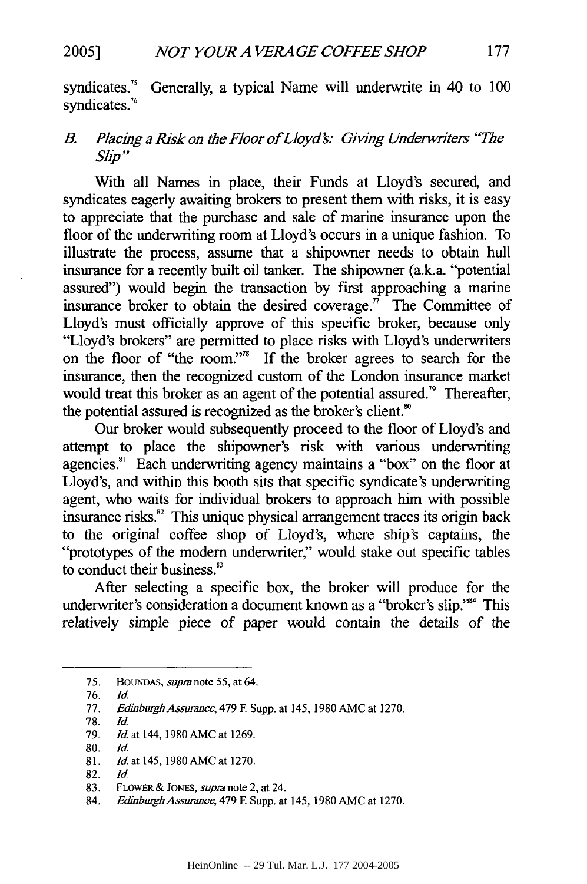syndicates.[75] Generally, a typical Name will underwrite in 40 to 100 syndicates.[76]

### *B. Placing a Risk on the Floor of Lloyd's: Giving Underwriters "The Slip"*

With all Names in place, their Funds at Lloyd's secured, and syndicates eagerly awaiting brokers to present them with risks, it is easy to appreciate that the purchase and sale of marine insurance upon the floor of the underwriting room at Lloyd's occurs in a unique fashion. To illustrate the process, assume that a shipowner needs to obtain hull insurance for a recently built oil tanker. The shipowner (a.k.a. "potential assured") would begin the transaction by first approaching a marine insurance broker to obtain the desired coverage.[77] The Committee of Lloyd's must officially approve of this specific broker, because only "Lloyd's brokers" are permitted to place risks with Lloyd's underwriters on the floor of "the room."[78] If the broker agrees to search for the insurance, then the recognized custom of the London insurance market would treat this broker as an agent of the potential assured.[79] Thereafter, the potential assured is recognized as the broker's client.[80]

Our broker would subsequently proceed to the floor of Lloyd's and attempt to place the shipowner's risk with various underwriting agencies.[81] Each underwriting agency maintains a "box" on the floor at Lloyd's, and within this booth sits that specific syndicate's underwriting agent, who waits for individual brokers to approach him with possible insurance risks.[82] This unique physical arrangement traces its origin back to the original coffee shop of Lloyd's, where ship's captains, the "prototypes of the modern underwriter," would stake out specific tables to conduct their business.[83]

After selecting a specific box, the broker will produce for the underwriter's consideration a document known as a "broker's slip."[84] This relatively simple piece of paper would contain the details of the

---

75. BOUNDAS, *supra* note 55, at 64.
76. *Id.*
77. *Edinburgh Assurance*, 479 F. Supp. at 145, 1980 AMC at 1270.
78. *Id.*
79. *Id.* at 144, 1980 AMC at 1269.
80. *Id.*
81. *Id.* at 145, 1980 AMC at 1270.
82. *Id.*
83. FLOWER & JONES, *supra* note 2, at 24.
84. *Edinburgh Assurance*, 479 F. Supp. at 145, 1980 AMC at 1270.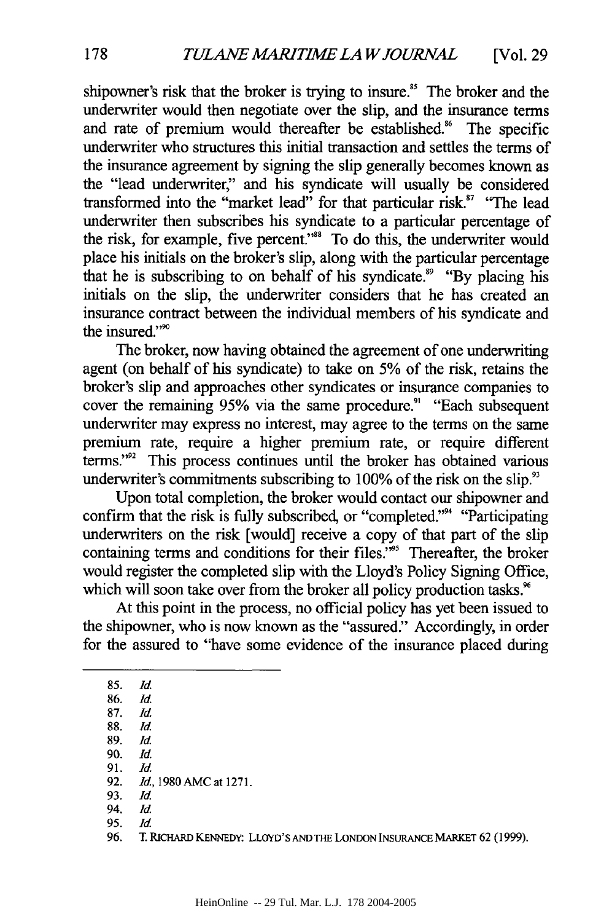shipowner's risk that the broker is trying to insure.[85] The broker and the underwriter would then negotiate over the slip, and the insurance terms and rate of premium would thereafter be established.[86] The specific underwriter who structures this initial transaction and settles the terms of the insurance agreement by signing the slip generally becomes known as the "lead underwriter," and his syndicate will usually be considered transformed into the "market lead" for that particular risk.[87] "The lead underwriter then subscribes his syndicate to a particular percentage of the risk, for example, five percent."[88] To do this, the underwriter would place his initials on the broker's slip, along with the particular percentage that he is subscribing to on behalf of his syndicate.[89] "By placing his initials on the slip, the underwriter considers that he has created an insurance contract between the individual members of his syndicate and the insured."[90]

The broker, now having obtained the agreement of one underwriting agent (on behalf of his syndicate) to take on 5% of the risk, retains the broker's slip and approaches other syndicates or insurance companies to cover the remaining 95% via the same procedure.[91] "Each subsequent underwriter may express no interest, may agree to the terms on the same premium rate, require a higher premium rate, or require different terms."[92] This process continues until the broker has obtained various underwriter's commitments subscribing to 100% of the risk on the slip.[93]

Upon total completion, the broker would contact our shipowner and confirm that the risk is fully subscribed, or "completed."[94] "Participating underwriters on the risk [would] receive a copy of that part of the slip containing terms and conditions for their files."[95] Thereafter, the broker would register the completed slip with the Lloyd's Policy Signing Office, which will soon take over from the broker all policy production tasks.[96]

At this point in the process, no official policy has yet been issued to the shipowner, who is now known as the "assured." Accordingly, in order for the assured to "have some evidence of the insurance placed during

---

85. *Id.*
86. *Id.*
87. *Id.*
88. *Id.*
89. *Id.*
90. *Id.*
91. *Id.*
92. *Id.*, 1980 AMC at 1271.
93. *Id.*
94. *Id.*
95. *Id.*
96. T. RICHARD KENNEDY: LLOYD'S AND THE LONDON INSURANCE MARKET 62 (1999).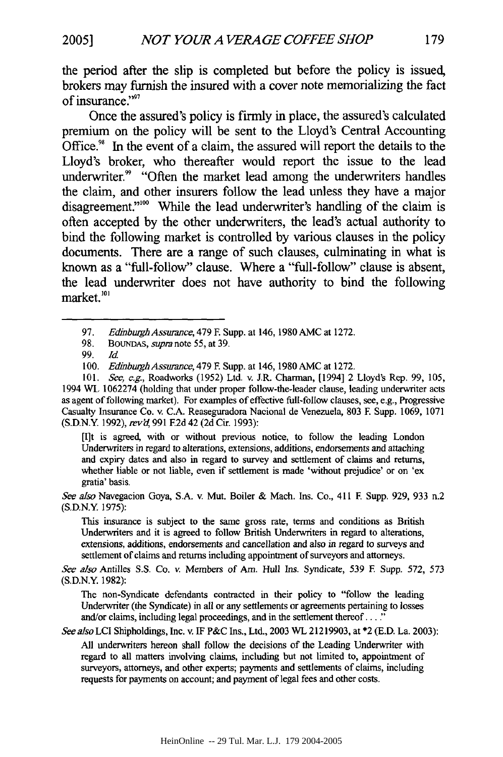the period after the slip is completed but before the policy is issued, brokers may furnish the insured with a cover note memorializing the fact of insurance."[97]

Once the assured's policy is firmly in place, the assured's calculated premium on the policy will be sent to the Lloyd's Central Accounting Office.[98] In the event of a claim, the assured will report the details to the Lloyd's broker, who thereafter would report the issue to the lead underwriter.[99] "Often the market lead among the underwriters handles the claim, and other insurers follow the lead unless they have a major disagreement."[100] While the lead underwriter's handling of the claim is often accepted by the other underwriters, the lead's actual authority to bind the following market is controlled by various clauses in the policy documents. There are a range of such clauses, culminating in what is known as a "full-follow" clause. Where a "full-follow" clause is absent, the lead underwriter does not have authority to bind the following market.[101]

---

97. *Edinburgh Assurance*, 479 F. Supp. at 146, 1980 AMC at 1272.

98. BOUNDAS, *supra* note 55, at 39.

99. *Id.*

100. *Edinburgh Assurance*, 479 F. Supp. at 146, 1980 AMC at 1272.

101. *See, e.g.*, Roadworks (1952) Ltd. v. J.R. Charman, [1994] 2 Lloyd's Rep. 99, 105, 1994 WL 1062274 (holding that under proper follow-the-leader clause, leading underwriter acts as agent of following market). For examples of effective full-follow clauses, see, e.g., Progressive Casualty Insurance Co. v. C.A. Reaseguradora Nacional de Venezuela, 803 F. Supp. 1069, 1071 (S.D.N.Y. 1992), *rev'd*, 991 F.2d 42 (2d Cir. 1993):

> [I]t is agreed, with or without previous notice, to follow the leading London Underwriters in regard to alterations, extensions, additions, endorsements and attaching and expiry dates and also in regard to survey and settlement of claims and returns, whether liable or not liable, even if settlement is made 'without prejudice' or on 'ex gratia' basis.

*See also* Navegacion Goya, S.A. v. Mut. Boiler & Mach. Ins. Co., 411 F. Supp. 929, 933 n.2 (S.D.N.Y. 1975):

> This insurance is subject to the same gross rate, terms and conditions as British Underwriters and it is agreed to follow British Underwriters in regard to alterations, extensions, additions, endorsements and cancellation and also in regard to surveys and settlement of claims and returns including appointment of surveyors and attorneys.

*See also* Antilles S.S. Co. v. Members of Am. Hull Ins. Syndicate, 539 F. Supp. 572, 573 (S.D.N.Y. 1982):

> The non-Syndicate defendants contracted in their policy to "follow the leading Underwriter (the Syndicate) in all or any settlements or agreements pertaining to losses and/or claims, including legal proceedings, and in the settlement thereof . . . ."

*See also* LCI Shipholdings, Inc. v. IF P&C Ins., Ltd., 2003 WL 21219903, at *2 (E.D. La. 2003):

> All underwriters hereon shall follow the decisions of the Leading Underwriter with regard to all matters involving claims, including but not limited to, appointment of surveyors, attorneys, and other experts; payments and settlements of claims, including requests for payments on account; and payment of legal fees and other costs.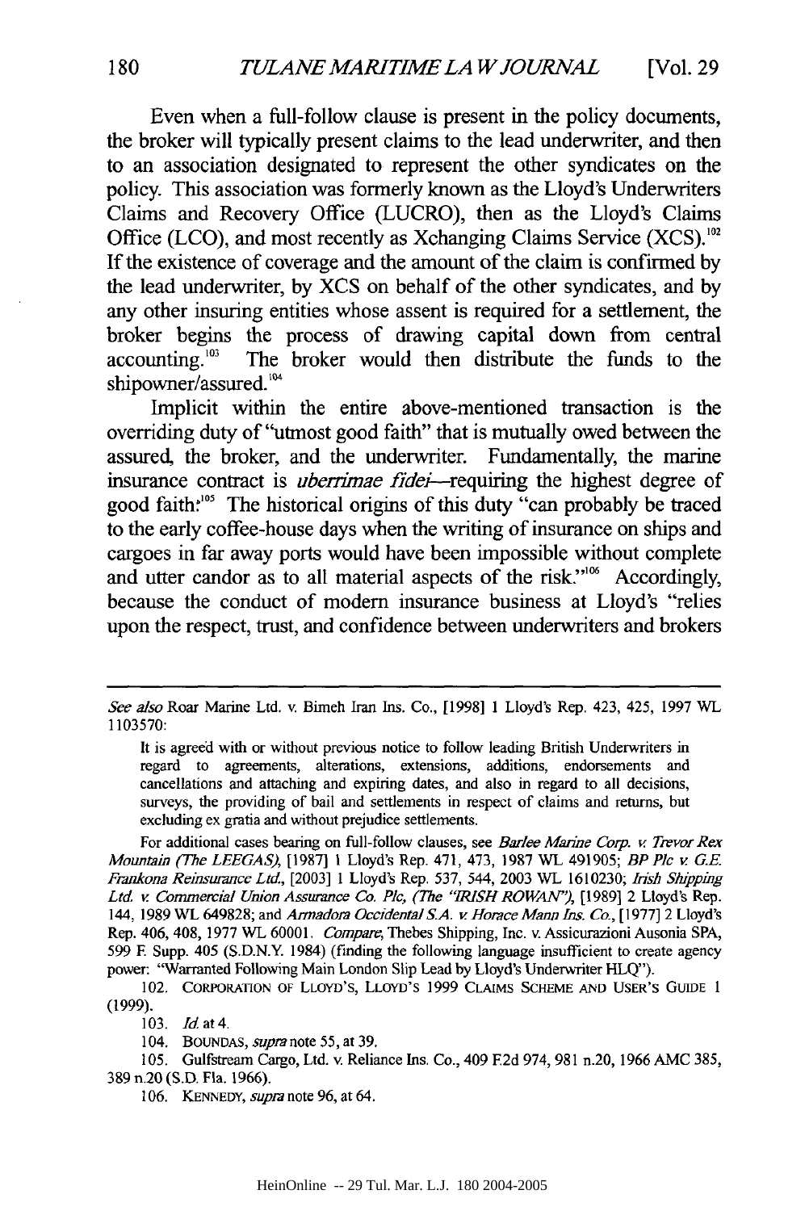Even when a full-follow clause is present in the policy documents, the broker will typically present claims to the lead underwriter, and then to an association designated to represent the other syndicates on the policy. This association was formerly known as the Lloyd's Underwriters Claims and Recovery Office (LUCRO), then as the Lloyd's Claims Office (LCO), and most recently as Xchanging Claims Service (XCS).[102] If the existence of coverage and the amount of the claim is confirmed by the lead underwriter, by XCS on behalf of the other syndicates, and by any other insuring entities whose assent is required for a settlement, the broker begins the process of drawing capital down from central accounting.[103] The broker would then distribute the funds to the shipowner/assured.[104]

Implicit within the entire above-mentioned transaction is the overriding duty of "utmost good faith" that is mutually owed between the assured, the broker, and the underwriter. Fundamentally, the marine insurance contract is *uberrimae fidei*—requiring the highest degree of good faith.[105] The historical origins of this duty "can probably be traced to the early coffee-house days when the writing of insurance on ships and cargoes in far away ports would have been impossible without complete and utter candor as to all material aspects of the risk."[106] Accordingly, because the conduct of modern insurance business at Lloyd's "relies upon the respect, trust, and confidence between underwriters and brokers

---

*See also* Roar Marine Ltd. v. Bimeh Iran Ins. Co., [1998] 1 Lloyd's Rep. 423, 425, 1997 WL 1103570:

> It is agreed with or without previous notice to follow leading British Underwriters in regard to agreements, alterations, extensions, additions, endorsements and cancellations and attaching and expiring dates, and also in regard to all decisions, surveys, the providing of bail and settlements in respect of claims and returns, but excluding ex gratia and without prejudice settlements.

For additional cases bearing on full-follow clauses, see *Barlee Marine Corp. v. Trevor Rex Mountain (The LEEGAS)*, [1987] 1 Lloyd's Rep. 471, 473, 1987 WL 491905; *BP Plc v. G.E. Frankona Reinsurance Ltd.*, [2003] 1 Lloyd's Rep. 537, 544, 2003 WL 1610230; *Irish Shipping Ltd. v. Commercial Union Assurance Co. Plc, (The "IRISH ROWAN")*, [1989] 2 Lloyd's Rep. 144, 1989 WL 649828; and *Armadora Occidental S.A. v. Horace Mann Ins. Co.*, [1977] 2 Lloyd's Rep. 406, 408, 1977 WL 60001. *Compare*, Thebes Shipping, Inc. v. Assicurazioni Ausonia SPA, 599 F. Supp. 405 (S.D.N.Y. 1984) (finding the following language insufficient to create agency power: "Warranted Following Main London Slip Lead by Lloyd's Underwriter HLQ").

102. CORPORATION OF LLOYD'S, LLOYD'S 1999 CLAIMS SCHEME AND USER'S GUIDE 1 (1999).

103. *Id.* at 4.

104. BOUNDAS, *supra* note 55, at 39.

105. Gulfstream Cargo, Ltd. v. Reliance Ins. Co., 409 F.2d 974, 981 n.20, 1966 AMC 385, 389 n.20 (S.D. Fla. 1966).

106. KENNEDY, *supra* note 96, at 64.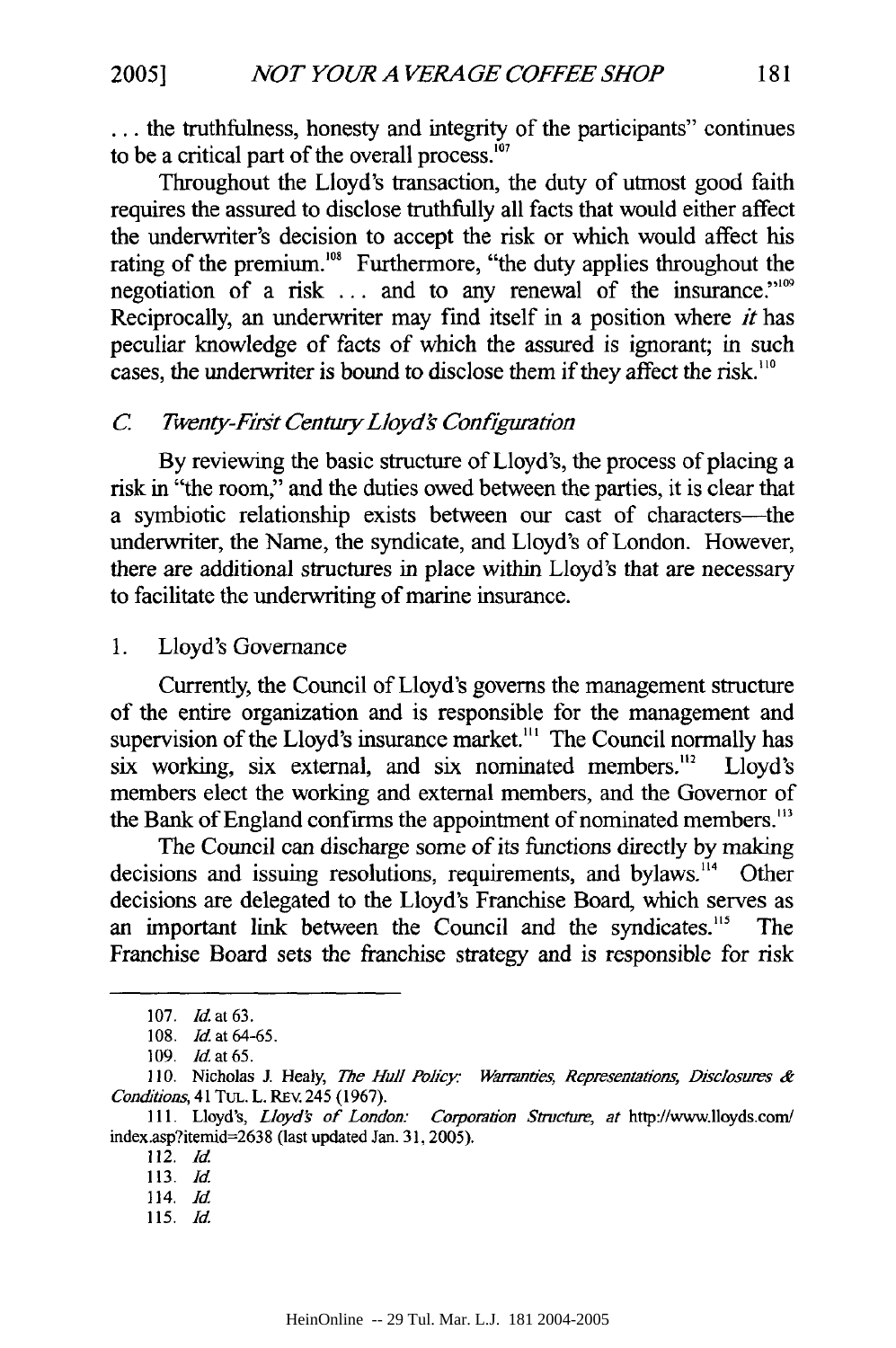. . . the truthfulness, honesty and integrity of the participants" continues to be a critical part of the overall process.[107]

Throughout the Lloyd's transaction, the duty of utmost good faith requires the assured to disclose truthfully all facts that would either affect the underwriter's decision to accept the risk or which would affect his rating of the premium.[108] Furthermore, "the duty applies throughout the negotiation of a risk . . . and to any renewal of the insurance."[109] Reciprocally, an underwriter may find itself in a position where *it* has peculiar knowledge of facts of which the assured is ignorant; in such cases, the underwriter is bound to disclose them if they affect the risk.[110]

### *C. Twenty-First Century Lloyd's Configuration*

By reviewing the basic structure of Lloyd's, the process of placing a risk in "the room," and the duties owed between the parties, it is clear that a symbiotic relationship exists between our cast of characters—the underwriter, the Name, the syndicate, and Lloyd's of London. However, there are additional structures in place within Lloyd's that are necessary to facilitate the underwriting of marine insurance.

#### 1. Lloyd's Governance

Currently, the Council of Lloyd's governs the management structure of the entire organization and is responsible for the management and supervision of the Lloyd's insurance market.[111] The Council normally has six working, six external, and six nominated members.[112] Lloyd's members elect the working and external members, and the Governor of the Bank of England confirms the appointment of nominated members.[113]

The Council can discharge some of its functions directly by making decisions and issuing resolutions, requirements, and bylaws.[114] Other decisions are delegated to the Lloyd's Franchise Board, which serves as an important link between the Council and the syndicates.[115] The Franchise Board sets the franchise strategy and is responsible for risk

---

107. *Id.* at 63.

108. *Id.* at 64-65.

109. *Id.* at 65.

110. Nicholas J. Healy, *The Hull Policy: Warranties, Representations, Disclosures & Conditions*, 41 TUL. L. REV. 245 (1967).

111. Lloyd's, *Lloyd's of London: Corporation Structure*, *at* http://www.lloyds.com/index.asp?itemid=2638 (last updated Jan. 31, 2005).

112. *Id.*

113. *Id.*

114. *Id.*

115. *Id.*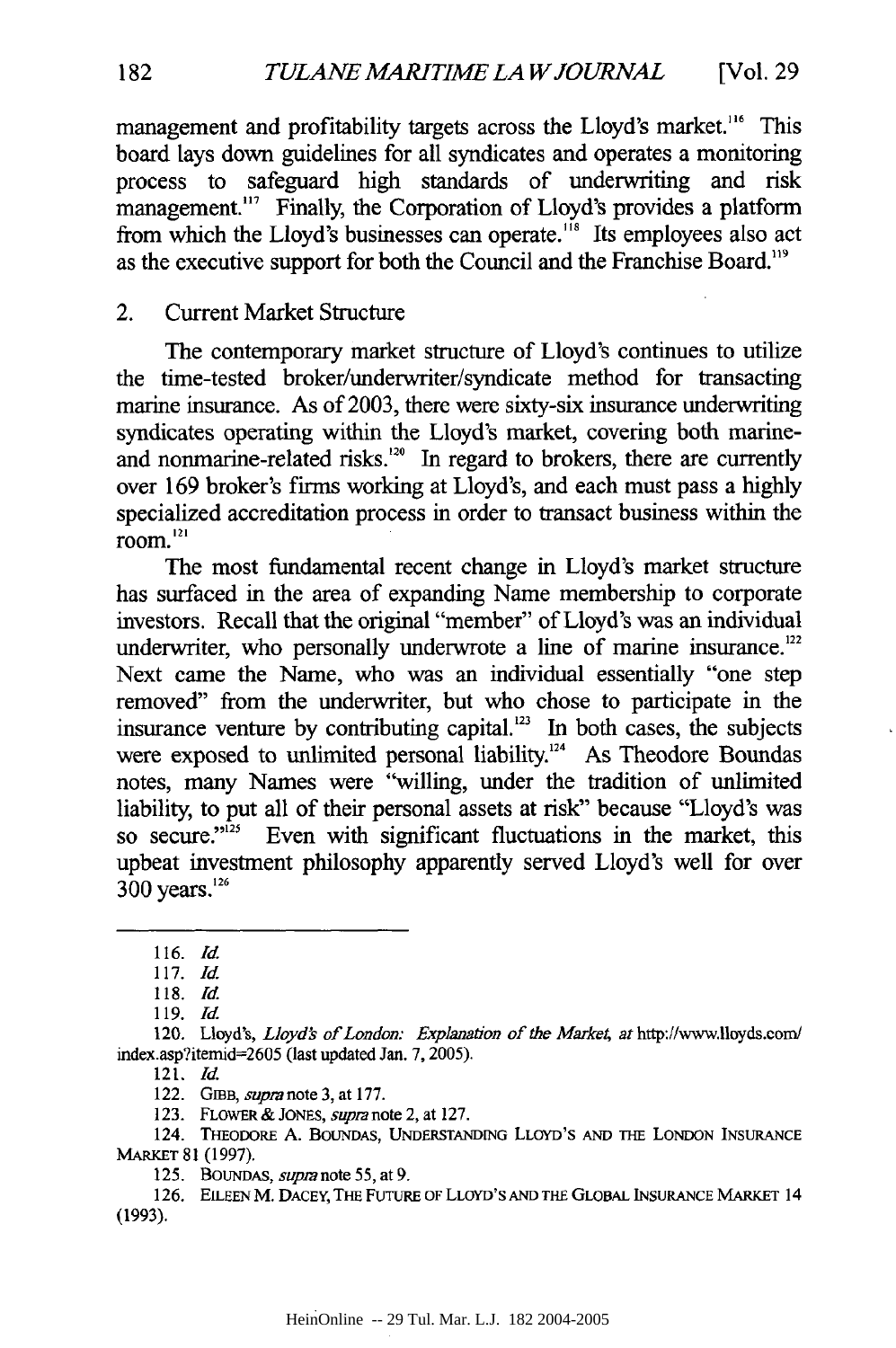management and profitability targets across the Lloyd's market.[116] This board lays down guidelines for all syndicates and operates a monitoring process to safeguard high standards of underwriting and risk management.[117] Finally, the Corporation of Lloyd's provides a platform from which the Lloyd's businesses can operate.[118] Its employees also act as the executive support for both the Council and the Franchise Board.[119]

## 2. Current Market Structure

The contemporary market structure of Lloyd's continues to utilize the time-tested broker/underwriter/syndicate method for transacting marine insurance. As of 2003, there were sixty-six insurance underwriting syndicates operating within the Lloyd's market, covering both marine- and nonmarine-related risks.[120] In regard to brokers, there are currently over 169 broker's firms working at Lloyd's, and each must pass a highly specialized accreditation process in order to transact business within the room.[121]

The most fundamental recent change in Lloyd's market structure has surfaced in the area of expanding Name membership to corporate investors. Recall that the original "member" of Lloyd's was an individual underwriter, who personally underwrote a line of marine insurance.[122] Next came the Name, who was an individual essentially "one step removed" from the underwriter, but who chose to participate in the insurance venture by contributing capital.[123] In both cases, the subjects were exposed to unlimited personal liability.[124] As Theodore Boundas notes, many Names were "willing, under the tradition of unlimited liability, to put all of their personal assets at risk" because "Lloyd's was so secure."[125] Even with significant fluctuations in the market, this upbeat investment philosophy apparently served Lloyd's well for over 300 years.[126]

---

116. *Id.*

117. *Id.*

118. *Id.*

119. *Id.*

120. Lloyd's, *Lloyd's of London: Explanation of the Market, at* http://www.lloyds.com/index.asp?itemid=2605 (last updated Jan. 7, 2005).

121. *Id.*

122. GIBB, *supra* note 3, at 177.

123. FLOWER & JONES, *supra* note 2, at 127.

124. THEODORE A. BOUNDAS, UNDERSTANDING LLOYD'S AND THE LONDON INSURANCE MARKET 81 (1997).

125. BOUNDAS, *supra* note 55, at 9.

126. EILEEN M. DACEY, THE FUTURE OF LLOYD'S AND THE GLOBAL INSURANCE MARKET 14 (1993).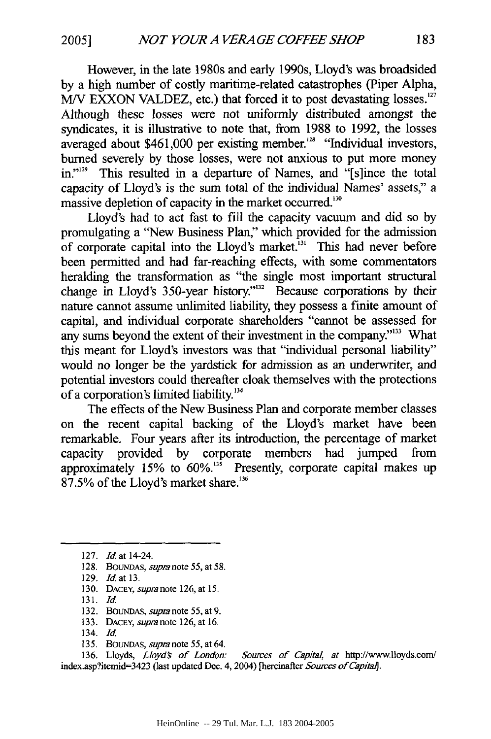However, in the late 1980s and early 1990s, Lloyd's was broadsided by a high number of costly maritime-related catastrophes (Piper Alpha, M/V EXXON VALDEZ, etc.) that forced it to post devastating losses.[127] Although these losses were not uniformly distributed amongst the syndicates, it is illustrative to note that, from 1988 to 1992, the losses averaged about $461,000 per existing member.[128] "Individual investors, burned severely by those losses, were not anxious to put more money in."[129] This resulted in a departure of Names, and "[s]ince the total capacity of Lloyd's is the sum total of the individual Names' assets," a massive depletion of capacity in the market occurred.[130]

Lloyd's had to act fast to fill the capacity vacuum and did so by promulgating a "New Business Plan," which provided for the admission of corporate capital into the Lloyd's market.[131] This had never before been permitted and had far-reaching effects, with some commentators heralding the transformation as "the single most important structural change in Lloyd's 350-year history."[132] Because corporations by their nature cannot assume unlimited liability, they possess a finite amount of capital, and individual corporate shareholders "cannot be assessed for any sums beyond the extent of their investment in the company."[133] What this meant for Lloyd's investors was that "individual personal liability" would no longer be the yardstick for admission as an underwriter, and potential investors could thereafter cloak themselves with the protections of a corporation's limited liability.[134]

The effects of the New Business Plan and corporate member classes on the recent capital backing of the Lloyd's market have been remarkable. Four years after its introduction, the percentage of market capacity provided by corporate members had jumped from approximately 15% to 60%.[135] Presently, corporate capital makes up 87.5% of the Lloyd's market share.[136]

---

127. *Id.* at 14-24.
128. BOUNDAS, *supra* note 55, at 58.
129. *Id.* at 13.
130. DACEY, *supra* note 126, at 15.
131. *Id.*
132. BOUNDAS, *supra* note 55, at 9.
133. DACEY, *supra* note 126, at 16.
134. *Id.*
135. BOUNDAS, *supra* note 55, at 64.
136. Lloyds, *Lloyd's of London: Sources of Capital*, *at* http://www.lloyds.com/index.asp?itemid=3423 (last updated Dec. 4, 2004) [hereinafter *Sources of Capital*].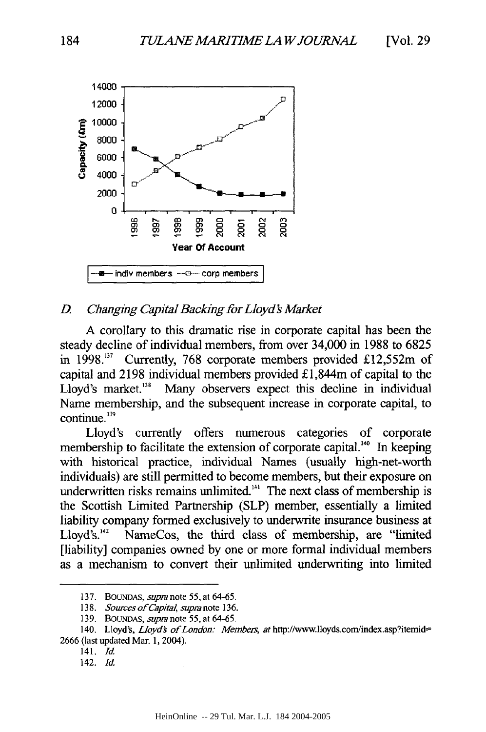## *D. Changing Capital Backing for Lloyd's Market*

A corollary to this dramatic rise in corporate capital has been the steady decline of individual members, from over 34,000 in 1988 to 6825 in 1998.[137] Currently, 768 corporate members provided £12,552m of capital and 2198 individual members provided £1,844m of capital to the Lloyd's market.[138] Many observers expect this decline in individual Name membership, and the subsequent increase in corporate capital, to continue.[139]

Lloyd's currently offers numerous categories of corporate membership to facilitate the extension of corporate capital.[140] In keeping with historical practice, individual Names (usually high-net-worth individuals) are still permitted to become members, but their exposure on underwritten risks remains unlimited.[141] The next class of membership is the Scottish Limited Partnership (SLP) member, essentially a limited liability company formed exclusively to underwrite insurance business at Lloyd's.[142] NameCos, the third class of membership, are "limited [liability] companies owned by one or more formal individual members as a mechanism to convert their unlimited underwriting into limited

---

137. BOUNDAS, *supra* note 55, at 64-65.

138. *Sources of Capital*, *supra* note 136.

139. BOUNDAS, *supra* note 55, at 64-65.

140. Lloyd's, *Lloyd's of London: Members*, *at* http://www.lloyds.com/index.asp?itemid=2666 (last updated Mar. 1, 2004).

141. *Id.*

142. *Id.*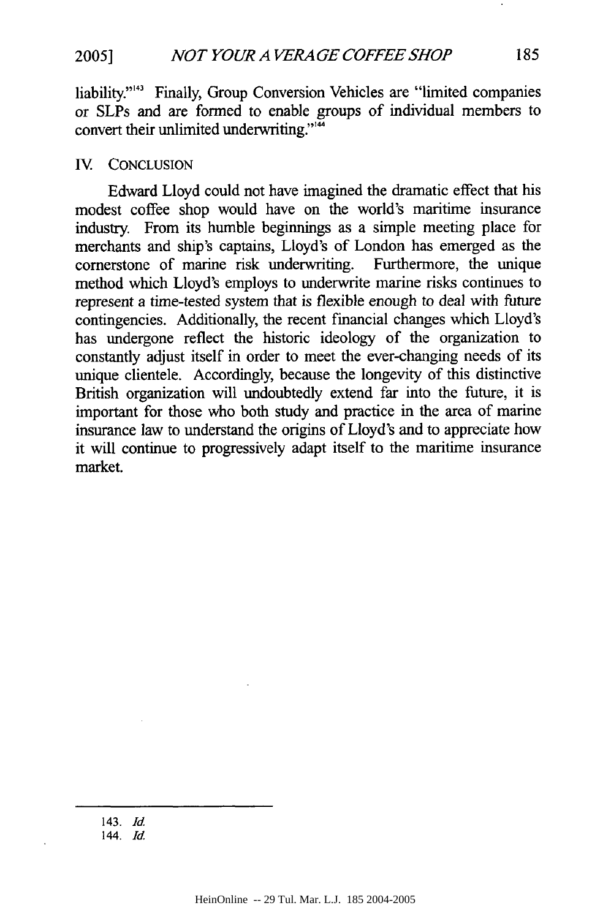liability."[143] Finally, Group Conversion Vehicles are "limited companies or SLPs and are formed to enable groups of individual members to convert their unlimited underwriting."[144]

## IV. CONCLUSION

Edward Lloyd could not have imagined the dramatic effect that his modest coffee shop would have on the world's maritime insurance industry. From its humble beginnings as a simple meeting place for merchants and ship's captains, Lloyd's of London has emerged as the cornerstone of marine risk underwriting. Furthermore, the unique method which Lloyd's employs to underwrite marine risks continues to represent a time-tested system that is flexible enough to deal with future contingencies. Additionally, the recent financial changes which Lloyd's has undergone reflect the historic ideology of the organization to constantly adjust itself in order to meet the ever-changing needs of its unique clientele. Accordingly, because the longevity of this distinctive British organization will undoubtedly extend far into the future, it is important for those who both study and practice in the area of marine insurance law to understand the origins of Lloyd's and to appreciate how it will continue to progressively adapt itself to the maritime insurance market.

---

143. *Id.*

144. *Id.*